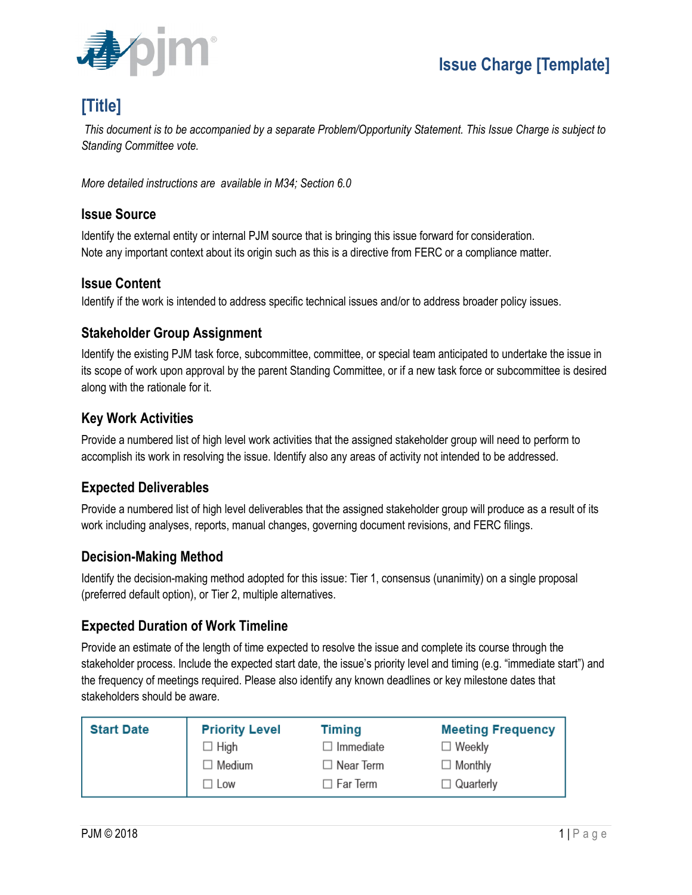# Issue Charge [Template]

## [Title]

*This document is to be accompanied by a separate Problem/Opportunity Statement. This Issue Charge is subject to Standing Committee vote.*

*More detailed instructions are  available in M34; Section 6.0*

### Issue Source

Identify the external entity or internal PJM source that is bringing this issue forward for consideration. Note any important context about its origin such as this is a directive from FERC or a compliance matter.

### Issue Content

Identify if the work is intended to address specific technical issues and/or to address broader policy issues.

### Stakeholder Group Assignment

Identify the existing PJM task force, subcommittee, committee, or special team anticipated to undertake the issue in its scope of work upon approval by the parent Standing Committee, or if a new task force or subcommittee is desired along with the rationale for it.

### Key Work Activities

Provide a numbered list of high level work activities that the assigned stakeholder group will need to perform to accomplish its work in resolving the issue. Identify also any areas of activity not intended to be addressed.

### Expected Deliverables

Provide a numbered list of high level deliverables that the assigned stakeholder group will produce as a result of its work including analyses, reports, manual changes, governing document revisions, and FERC filings.

### Decision-Making Method

Identify the decision-making method adopted for this issue: Tier 1, consensus (unanimity) on a single proposal (preferred default option), or Tier 2, multiple alternatives.

### Expected Duration of Work Timeline

Provide an estimate of the length of time expected to resolve the issue and complete its course through the stakeholder process. Include the expected start date, the issue's priority level and timing (e.g. "immediate start") and the frequency of meetings required. Please also identify any known deadlines or key milestone dates that stakeholders should be aware.

| Start Date | Priority Level | Timing | Meeting Frequency |
|---|---|---|---|
| | ☐ High | ☐ Immediate | ☐ Weekly |
| | ☐ Medium | ☐ Near Term | ☐ Monthly |
| | ☐ Low | ☐ Far Term | ☐ Quarterly |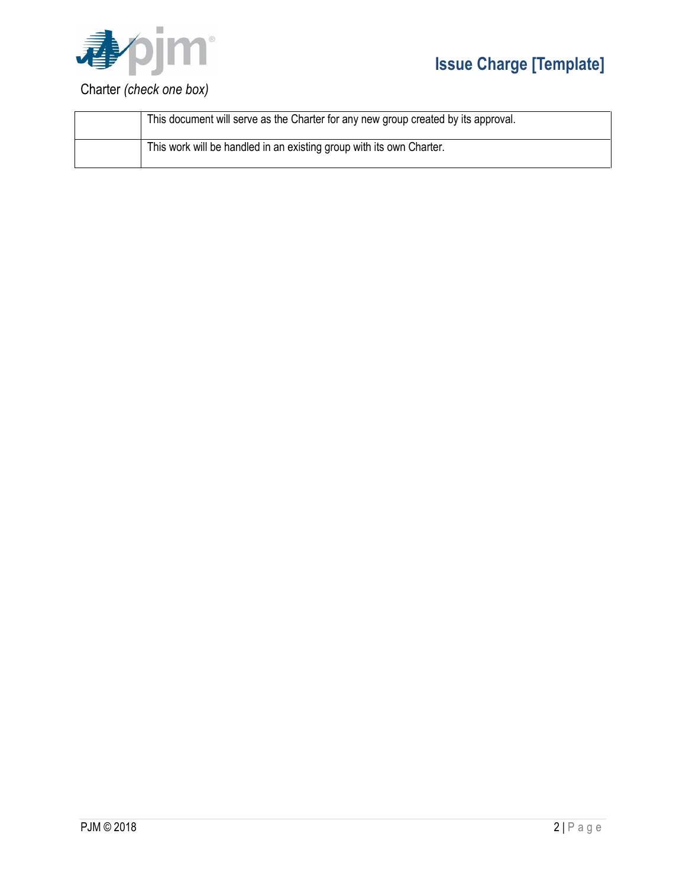Charter *(check one box)*

| | |
|---|---|
| | This document will serve as the Charter for any new group created by its approval. |
| | This work will be handled in an existing group with its own Charter. |

PJM © 2018